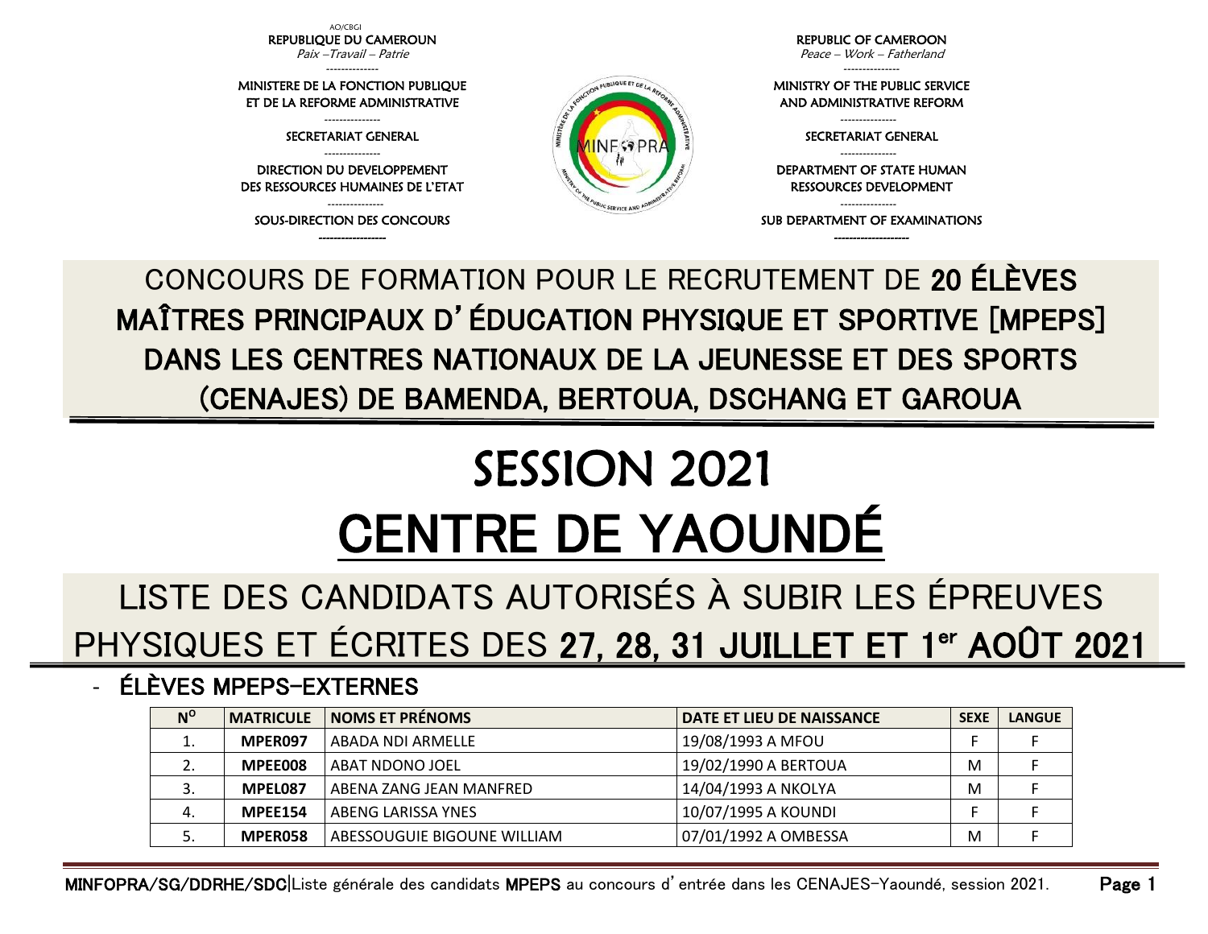AO/CBGI

REPUBLIQUE DU CAMEROUN
*Paix –Travail – Patrie*

MINISTERE DE LA FONCTION PUBLIQUE ET DE LA REFORME ADMINISTRATIVE

SECRETARIAT GENERAL

DIRECTION DU DEVELOPPEMENT DES RESSOURCES HUMAINES DE L'ETAT

SOUS-DIRECTION DES CONCOURS

REPUBLIC OF CAMEROON
*Peace – Work – Fatherland*

MINISTRY OF THE PUBLIC SERVICE AND ADMINISTRATIVE REFORM

SECRETARIAT GENERAL

DEPARTMENT OF STATE HUMAN RESSOURCES DEVELOPMENT

SUB DEPARTMENT OF EXAMINATIONS

# CONCOURS DE FORMATION POUR LE RECRUTEMENT DE **20 ÉLÈVES MAÎTRES PRINCIPAUX D'ÉDUCATION PHYSIQUE ET SPORTIVE [MPEPS] DANS LES CENTRES NATIONAUX DE LA JEUNESSE ET DES SPORTS (CENAJES) DE BAMENDA, BERTOUA, DSCHANG ET GAROUA**

# SESSION 2021

# CENTRE DE YAOUNDÉ

## LISTE DES CANDIDATS AUTORISÉS À SUBIR LES ÉPREUVES PHYSIQUES ET ÉCRITES DES **27, 28, 31 JUILLET ET 1er AOÛT 2021**

- **ÉLÈVES MPEPS-EXTERNES**

| N° | MATRICULE | NOMS ET PRÉNOMS | DATE ET LIEU DE NAISSANCE | SEXE | LANGUE |
|---|---|---|---|---|---|
| 1. | **MPER097** | ABADA NDI ARMELLE | 19/08/1993 A MFOU | F | F |
| 2. | **MPEE008** | ABAT NDONO JOEL | 19/02/1990 A BERTOUA | M | F |
| 3. | **MPEL087** | ABENA ZANG JEAN MANFRED | 14/04/1993 A NKOLYA | M | F |
| 4. | **MPEE154** | ABENG LARISSA YNES | 10/07/1995 A KOUNDI | F | F |
| 5. | **MPER058** | ABESSOUGUIE BIGOUNE WILLIAM | 07/01/1992 A OMBESSA | M | F |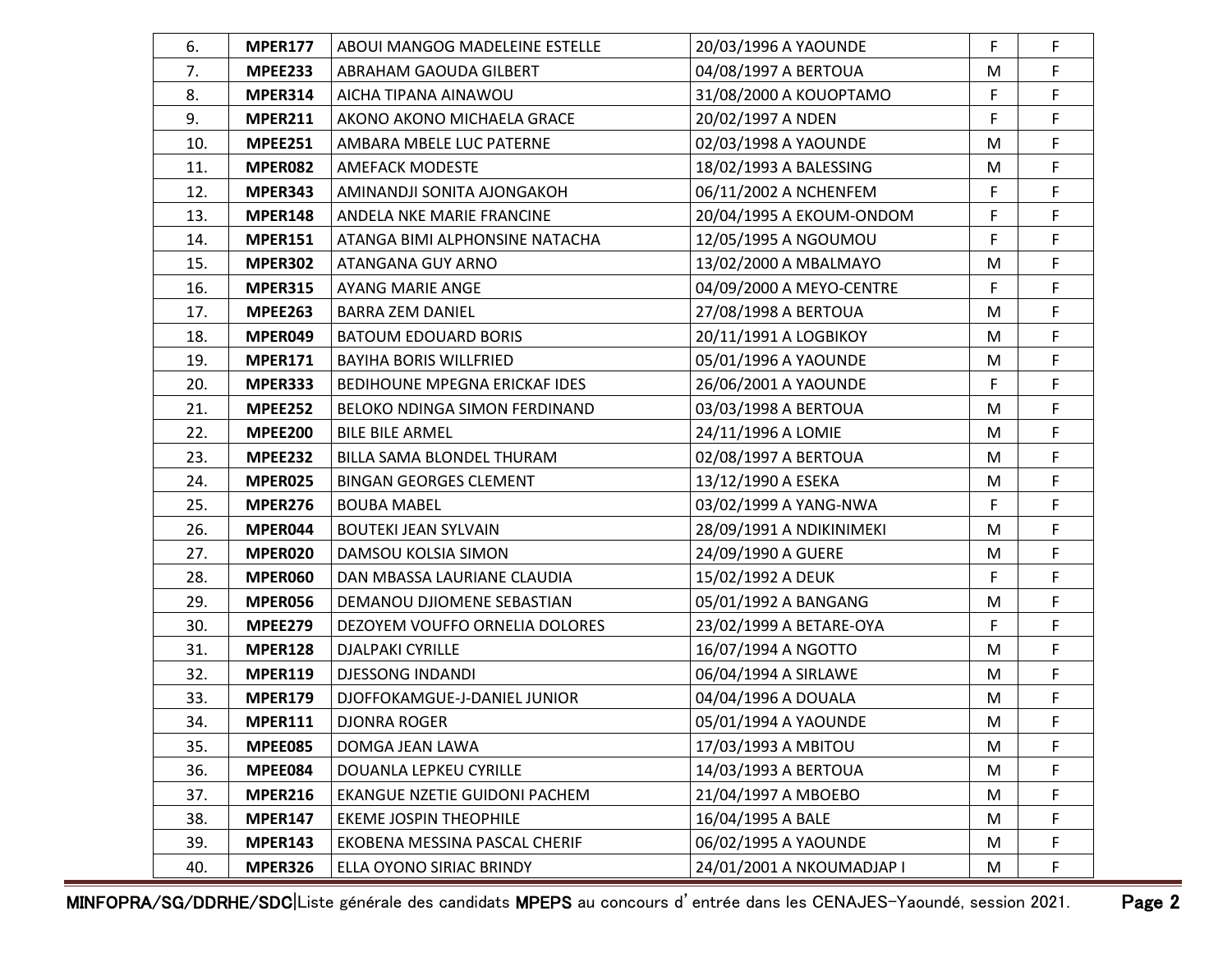| 6. | **MPER177** | ABOUI MANGOG MADELEINE ESTELLE | 20/03/1996 A YAOUNDE | F | F |
|---|---|---|---|---|---|
| 7. | **MPEE233** | ABRAHAM GAOUDA GILBERT | 04/08/1997 A BERTOUA | M | F |
| 8. | **MPER314** | AICHA TIPANA AINAWOU | 31/08/2000 A KOUOPTAMO | F | F |
| 9. | **MPER211** | AKONO AKONO MICHAELA GRACE | 20/02/1997 A NDEN | F | F |
| 10. | **MPEE251** | AMBARA MBELE LUC PATERNE | 02/03/1998 A YAOUNDE | M | F |
| 11. | **MPER082** | AMEFACK MODESTE | 18/02/1993 A BALESSING | M | F |
| 12. | **MPER343** | AMINANDJI SONITA AJONGAKOH | 06/11/2002 A NCHENFEM | F | F |
| 13. | **MPER148** | ANDELA NKE MARIE FRANCINE | 20/04/1995 A EKOUM-ONDOM | F | F |
| 14. | **MPER151** | ATANGA BIMI ALPHONSINE NATACHA | 12/05/1995 A NGOUMOU | F | F |
| 15. | **MPER302** | ATANGANA GUY ARNO | 13/02/2000 A MBALMAYO | M | F |
| 16. | **MPER315** | AYANG MARIE ANGE | 04/09/2000 A MEYO-CENTRE | F | F |
| 17. | **MPEE263** | BARRA ZEM DANIEL | 27/08/1998 A BERTOUA | M | F |
| 18. | **MPER049** | BATOUM EDOUARD BORIS | 20/11/1991 A LOGBIKOY | M | F |
| 19. | **MPER171** | BAYIHA BORIS WILLFRIED | 05/01/1996 A YAOUNDE | M | F |
| 20. | **MPER333** | BEDIHOUNE MPEGNA ERICKAF IDES | 26/06/2001 A YAOUNDE | F | F |
| 21. | **MPEE252** | BELOKO NDINGA SIMON FERDINAND | 03/03/1998 A BERTOUA | M | F |
| 22. | **MPEE200** | BILE BILE ARMEL | 24/11/1996 A LOMIE | M | F |
| 23. | **MPEE232** | BILLA SAMA BLONDEL THURAM | 02/08/1997 A BERTOUA | M | F |
| 24. | **MPER025** | BINGAN GEORGES CLEMENT | 13/12/1990 A ESEKA | M | F |
| 25. | **MPER276** | BOUBA MABEL | 03/02/1999 A YANG-NWA | F | F |
| 26. | **MPER044** | BOUTEKI JEAN SYLVAIN | 28/09/1991 A NDIKINIMEKI | M | F |
| 27. | **MPER020** | DAMSOU KOLSIA SIMON | 24/09/1990 A GUERE | M | F |
| 28. | **MPER060** | DAN MBASSA LAURIANE CLAUDIA | 15/02/1992 A DEUK | F | F |
| 29. | **MPER056** | DEMANOU DJIOMENE SEBASTIAN | 05/01/1992 A BANGANG | M | F |
| 30. | **MPEE279** | DEZOYEM VOUFFO ORNELIA DOLORES | 23/02/1999 A BETARE-OYA | F | F |
| 31. | **MPER128** | DJALPAKI CYRILLE | 16/07/1994 A NGOTTO | M | F |
| 32. | **MPER119** | DJESSONG INDANDI | 06/04/1994 A SIRLAWE | M | F |
| 33. | **MPER179** | DJOFFOKAMGUE-J-DANIEL JUNIOR | 04/04/1996 A DOUALA | M | F |
| 34. | **MPER111** | DJONRA ROGER | 05/01/1994 A YAOUNDE | M | F |
| 35. | **MPEE085** | DOMGA JEAN LAWA | 17/03/1993 A MBITOU | M | F |
| 36. | **MPEE084** | DOUANLA LEPKEU CYRILLE | 14/03/1993 A BERTOUA | M | F |
| 37. | **MPER216** | EKANGUE NZETIE GUIDONI PACHEM | 21/04/1997 A MBOEBO | M | F |
| 38. | **MPER147** | EKEME JOSPIN THEOPHILE | 16/04/1995 A BALE | M | F |
| 39. | **MPER143** | EKOBENA MESSINA PASCAL CHERIF | 06/02/1995 A YAOUNDE | M | F |
| 40. | **MPER326** | ELLA OYONO SIRIAC BRINDY | 24/01/2001 A NKOUMADJAP I | M | F |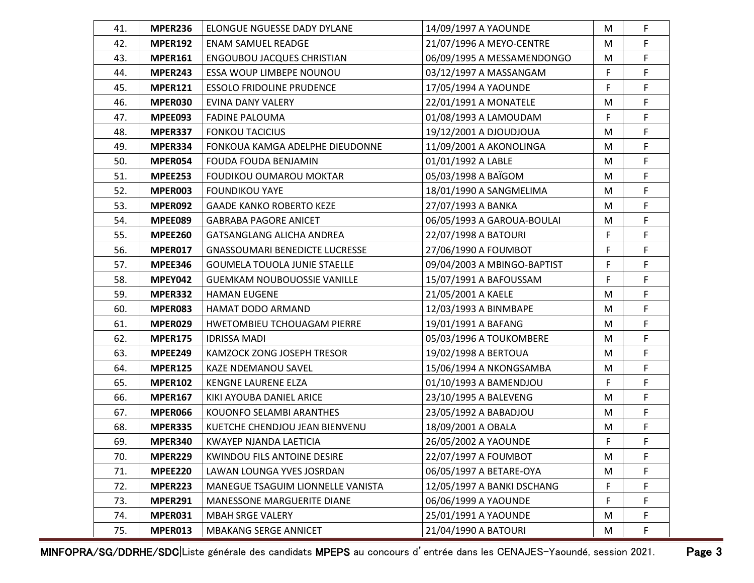| | | | | | |
|---|---|---|---|---|---|
| 41. | **MPER236** | ELONGUE NGUESSE DADY DYLANE | 14/09/1997 A YAOUNDE | M | F |
| 42. | **MPER192** | ENAM SAMUEL READGE | 21/07/1996 A MEYO-CENTRE | M | F |
| 43. | **MPER161** | ENGOUBOU JACQUES CHRISTIAN | 06/09/1995 A MESSAMENDONGO | M | F |
| 44. | **MPER243** | ESSA WOUP LIMBEPE NOUNOU | 03/12/1997 A MASSANGAM | F | F |
| 45. | **MPER121** | ESSOLO FRIDOLINE PRUDENCE | 17/05/1994 A YAOUNDE | F | F |
| 46. | **MPER030** | EVINA DANY VALERY | 22/01/1991 A MONATELE | M | F |
| 47. | **MPEE093** | FADINE PALOUMA | 01/08/1993 A LAMOUDAM | F | F |
| 48. | **MPER337** | FONKOU TACICIUS | 19/12/2001 A DJOUDJOUA | M | F |
| 49. | **MPER334** | FONKOUA KAMGA ADELPHE DIEUDONNE | 11/09/2001 A AKONOLINGA | M | F |
| 50. | **MPER054** | FOUDA FOUDA BENJAMIN | 01/01/1992 A LABLE | M | F |
| 51. | **MPEE253** | FOUDIKOU OUMAROU MOKTAR | 05/03/1998 A BAÏGOM | M | F |
| 52. | **MPER003** | FOUNDIKOU YAYE | 18/01/1990 A SANGMELIMA | M | F |
| 53. | **MPER092** | GAADE KANKO ROBERTO KEZE | 27/07/1993 A BANKA | M | F |
| 54. | **MPEE089** | GABRABA PAGORE ANICET | 06/05/1993 A GAROUA-BOULAI | M | F |
| 55. | **MPEE260** | GATSANGLANG ALICHA ANDREA | 22/07/1998 A BATOURI | F | F |
| 56. | **MPER017** | GNASSOUMARI BENEDICTE LUCRESSE | 27/06/1990 A FOUMBOT | F | F |
| 57. | **MPEE346** | GOUMELA TOUOLA JUNIE STAELLE | 09/04/2003 A MBINGO-BAPTIST | F | F |
| 58. | **MPEY042** | GUEMKAM NOUBOUOSSIE VANILLE | 15/07/1991 A BAFOUSSAM | F | F |
| 59. | **MPER332** | HAMAN EUGENE | 21/05/2001 A KAELE | M | F |
| 60. | **MPER083** | HAMAT DODO ARMAND | 12/03/1993 A BINMBAPE | M | F |
| 61. | **MPER029** | HWETOMBIEU TCHOUAGAM PIERRE | 19/01/1991 A BAFANG | M | F |
| 62. | **MPER175** | IDRISSA MADI | 05/03/1996 A TOUKOMBERE | M | F |
| 63. | **MPEE249** | KAMZOCK ZONG JOSEPH TRESOR | 19/02/1998 A BERTOUA | M | F |
| 64. | **MPER125** | KAZE NDEMANOU SAVEL | 15/06/1994 A NKONGSAMBA | M | F |
| 65. | **MPER102** | KENGNE LAURENE ELZA | 01/10/1993 A BAMENDJOU | F | F |
| 66. | **MPER167** | KIKI AYOUBA DANIEL ARICE | 23/10/1995 A BALEVENG | M | F |
| 67. | **MPER066** | KOUONFO SELAMBI ARANTHES | 23/05/1992 A BABADJOU | M | F |
| 68. | **MPER335** | KUETCHE CHENDJOU JEAN BIENVENU | 18/09/2001 A OBALA | M | F |
| 69. | **MPER340** | KWAYEP NJANDA LAETICIA | 26/05/2002 A YAOUNDE | F | F |
| 70. | **MPER229** | KWINDOU FILS ANTOINE DESIRE | 22/07/1997 A FOUMBOT | M | F |
| 71. | **MPEE220** | LAWAN LOUNGA YVES JOSRDAN | 06/05/1997 A BETARE-OYA | M | F |
| 72. | **MPER223** | MANEGUE TSAGUIM LIONNELLE VANISTA | 12/05/1997 A BANKI DSCHANG | F | F |
| 73. | **MPER291** | MANESSONE MARGUERITE DIANE | 06/06/1999 A YAOUNDE | F | F |
| 74. | **MPER031** | MBAH SRGE VALERY | 25/01/1991 A YAOUNDE | M | F |
| 75. | **MPER013** | MBAKANG SERGE ANNICET | 21/04/1990 A BATOURI | M | F |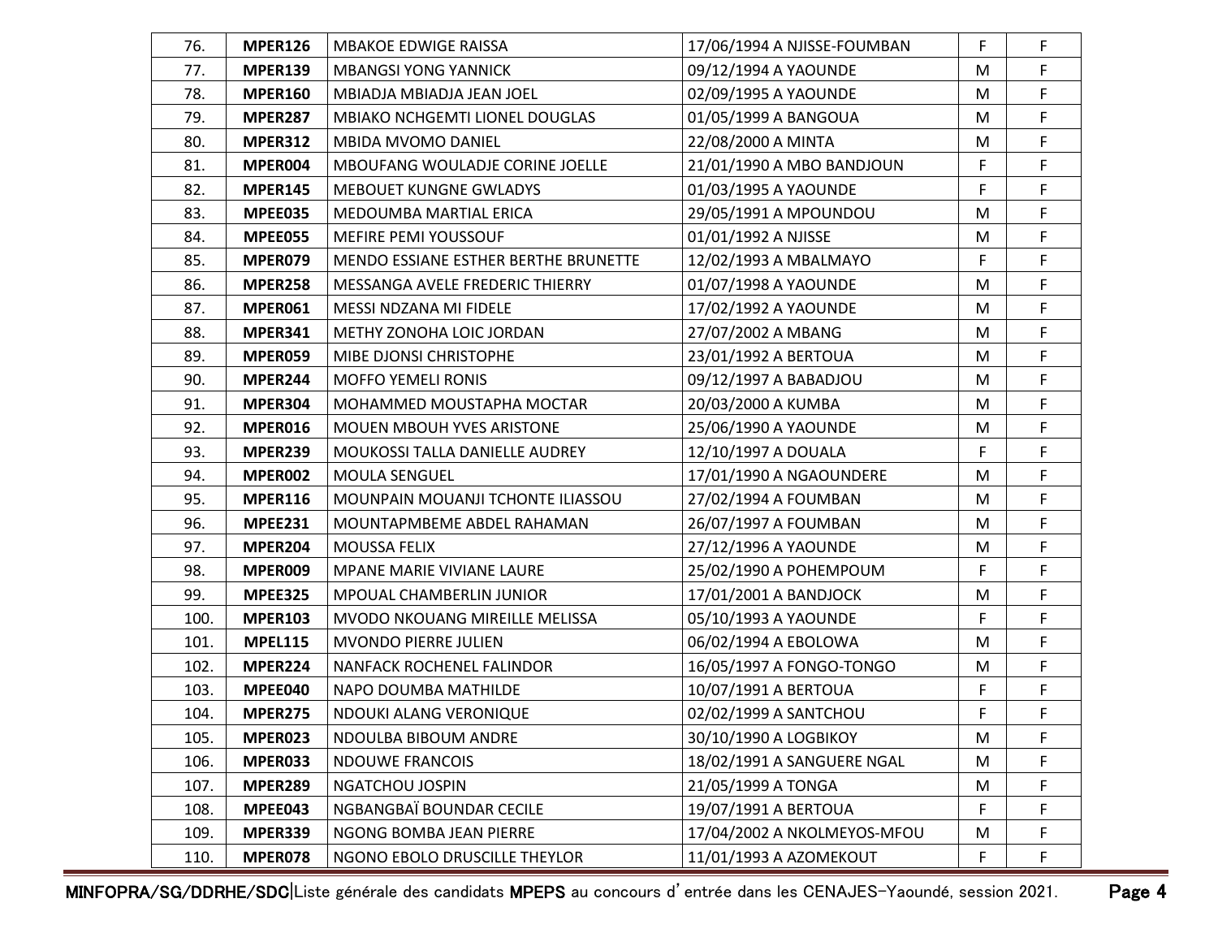| | | | | | |
|---|---|---|---|---|---|
| 76. | **MPER126** | MBAKOE EDWIGE RAISSA | 17/06/1994 A NJISSE-FOUMBAN | F | F |
| 77. | **MPER139** | MBANGSI YONG YANNICK | 09/12/1994 A YAOUNDE | M | F |
| 78. | **MPER160** | MBIADJA MBIADJA JEAN JOEL | 02/09/1995 A YAOUNDE | M | F |
| 79. | **MPER287** | MBIAKO NCHGEMTI LIONEL DOUGLAS | 01/05/1999 A BANGOUA | M | F |
| 80. | **MPER312** | MBIDA MVOMO DANIEL | 22/08/2000 A MINTA | M | F |
| 81. | **MPER004** | MBOUFANG WOULADJE CORINE JOELLE | 21/01/1990 A MBO BANDJOUN | F | F |
| 82. | **MPER145** | MEBOUET KUNGNE GWLADYS | 01/03/1995 A YAOUNDE | F | F |
| 83. | **MPEE035** | MEDOUMBA MARTIAL ERICA | 29/05/1991 A MPOUNDOU | M | F |
| 84. | **MPEE055** | MEFIRE PEMI YOUSSOUF | 01/01/1992 A NJISSE | M | F |
| 85. | **MPER079** | MENDO ESSIANE ESTHER BERTHE BRUNETTE | 12/02/1993 A MBALMAYO | F | F |
| 86. | **MPER258** | MESSANGA AVELE FREDERIC THIERRY | 01/07/1998 A YAOUNDE | M | F |
| 87. | **MPER061** | MESSI NDZANA MI FIDELE | 17/02/1992 A YAOUNDE | M | F |
| 88. | **MPER341** | METHY ZONOHA LOIC JORDAN | 27/07/2002 A MBANG | M | F |
| 89. | **MPER059** | MIBE DJONSI CHRISTOPHE | 23/01/1992 A BERTOUA | M | F |
| 90. | **MPER244** | MOFFO YEMELI RONIS | 09/12/1997 A BABADJOU | M | F |
| 91. | **MPER304** | MOHAMMED MOUSTAPHA MOCTAR | 20/03/2000 A KUMBA | M | F |
| 92. | **MPER016** | MOUEN MBOUH YVES ARISTONE | 25/06/1990 A YAOUNDE | M | F |
| 93. | **MPER239** | MOUKOSSI TALLA DANIELLE AUDREY | 12/10/1997 A DOUALA | F | F |
| 94. | **MPER002** | MOULA SENGUEL | 17/01/1990 A NGAOUNDERE | M | F |
| 95. | **MPER116** | MOUNPAIN MOUANJI TCHONTE ILIASSOU | 27/02/1994 A FOUMBAN | M | F |
| 96. | **MPEE231** | MOUNTAPMBEME ABDEL RAHAMAN | 26/07/1997 A FOUMBAN | M | F |
| 97. | **MPER204** | MOUSSA FELIX | 27/12/1996 A YAOUNDE | M | F |
| 98. | **MPER009** | MPANE MARIE VIVIANE LAURE | 25/02/1990 A POHEMPOUM | F | F |
| 99. | **MPEE325** | MPOUAL CHAMBERLIN JUNIOR | 17/01/2001 A BANDJOCK | M | F |
| 100. | **MPER103** | MVODO NKOUANG MIREILLE MELISSA | 05/10/1993 A YAOUNDE | F | F |
| 101. | **MPEL115** | MVONDO PIERRE JULIEN | 06/02/1994 A EBOLOWA | M | F |
| 102. | **MPER224** | NANFACK ROCHENEL FALINDOR | 16/05/1997 A FONGO-TONGO | M | F |
| 103. | **MPEE040** | NAPO DOUMBA MATHILDE | 10/07/1991 A BERTOUA | F | F |
| 104. | **MPER275** | NDOUKI ALANG VERONIQUE | 02/02/1999 A SANTCHOU | F | F |
| 105. | **MPER023** | NDOULBA BIBOUM ANDRE | 30/10/1990 A LOGBIKOY | M | F |
| 106. | **MPER033** | NDOUWE FRANCOIS | 18/02/1991 A SANGUERE NGAL | M | F |
| 107. | **MPER289** | NGATCHOU JOSPIN | 21/05/1999 A TONGA | M | F |
| 108. | **MPEE043** | NGBANGBAÏ BOUNDAR CECILE | 19/07/1991 A BERTOUA | F | F |
| 109. | **MPER339** | NGONG BOMBA JEAN PIERRE | 17/04/2002 A NKOLMEYOS-MFOU | M | F |
| 110. | **MPER078** | NGONO EBOLO DRUSCILLE THEYLOR | 11/01/1993 A AZOMEKOUT | F | F |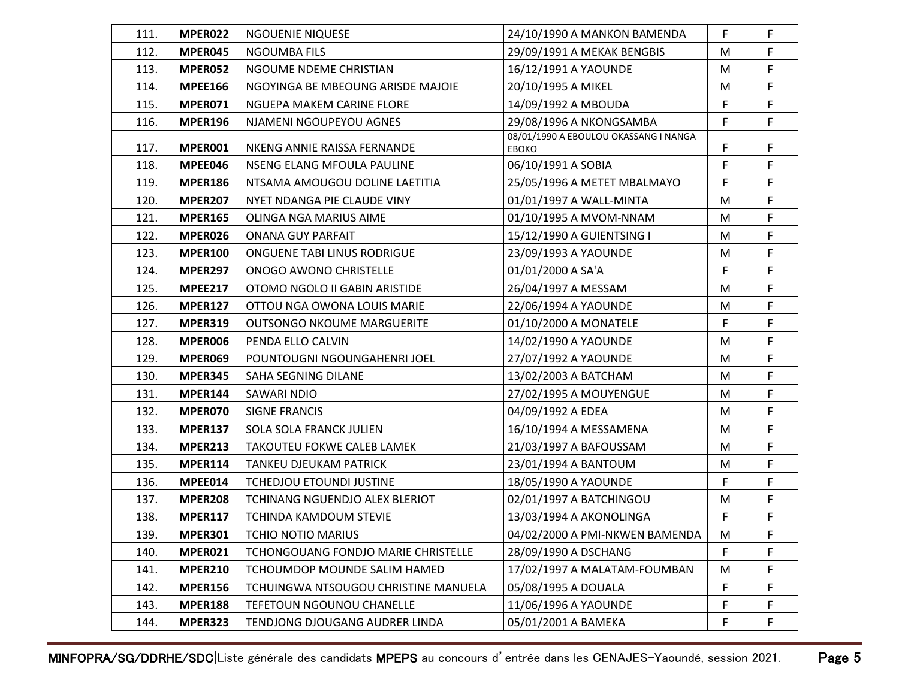| 111. | **MPER022** | NGOUENIE NIQUESE | 24/10/1990 A MANKON BAMENDA | F | F |
|---|---|---|---|---|---|
| 112. | **MPER045** | NGOUMBA FILS | 29/09/1991 A MEKAK BENGBIS | M | F |
| 113. | **MPER052** | NGOUME NDEME CHRISTIAN | 16/12/1991 A YAOUNDE | M | F |
| 114. | **MPEE166** | NGOYINGA BE MBEOUNG ARISDE MAJOIE | 20/10/1995 A MIKEL | M | F |
| 115. | **MPER071** | NGUEPA MAKEM CARINE FLORE | 14/09/1992 A MBOUDA | F | F |
| 116. | **MPER196** | NJAMENI NGOUPEYOU AGNES | 29/08/1996 A NKONGSAMBA | F | F |
| 117. | **MPER001** | NKENG ANNIE RAISSA FERNANDE | 08/01/1990 A EBOULOU OKASSANG I NANGA EBOKO | F | F |
| 118. | **MPEE046** | NSENG ELANG MFOULA PAULINE | 06/10/1991 A SOBIA | F | F |
| 119. | **MPER186** | NTSAMA AMOUGOU DOLINE LAETITIA | 25/05/1996 A METET MBALMAYO | F | F |
| 120. | **MPER207** | NYET NDANGA PIE CLAUDE VINY | 01/01/1997 A WALL-MINTA | M | F |
| 121. | **MPER165** | OLINGA NGA MARIUS AIME | 01/10/1995 A MVOM-NNAM | M | F |
| 122. | **MPER026** | ONANA GUY PARFAIT | 15/12/1990 A GUIENTSING I | M | F |
| 123. | **MPER100** | ONGUENE TABI LINUS RODRIGUE | 23/09/1993 A YAOUNDE | M | F |
| 124. | **MPER297** | ONOGO AWONO CHRISTELLE | 01/01/2000 A SA'A | F | F |
| 125. | **MPEE217** | OTOMO NGOLO II GABIN ARISTIDE | 26/04/1997 A MESSAM | M | F |
| 126. | **MPER127** | OTTOU NGA OWONA LOUIS MARIE | 22/06/1994 A YAOUNDE | M | F |
| 127. | **MPER319** | OUTSONGO NKOUME MARGUERITE | 01/10/2000 A MONATELE | F | F |
| 128. | **MPER006** | PENDA ELLO CALVIN | 14/02/1990 A YAOUNDE | M | F |
| 129. | **MPER069** | POUNTOUGNI NGOUNGAHENRI JOEL | 27/07/1992 A YAOUNDE | M | F |
| 130. | **MPER345** | SAHA SEGNING DILANE | 13/02/2003 A BATCHAM | M | F |
| 131. | **MPER144** | SAWARI NDIO | 27/02/1995 A MOUYENGUE | M | F |
| 132. | **MPER070** | SIGNE FRANCIS | 04/09/1992 A EDEA | M | F |
| 133. | **MPER137** | SOLA SOLA FRANCK JULIEN | 16/10/1994 A MESSAMENA | M | F |
| 134. | **MPER213** | TAKOUTEU FOKWE CALEB LAMEK | 21/03/1997 A BAFOUSSAM | M | F |
| 135. | **MPER114** | TANKEU DJEUKAM PATRICK | 23/01/1994 A BANTOUM | M | F |
| 136. | **MPEE014** | TCHEDJOU ETOUNDI JUSTINE | 18/05/1990 A YAOUNDE | F | F |
| 137. | **MPER208** | TCHINANG NGUENDJO ALEX BLERIOT | 02/01/1997 A BATCHINGOU | M | F |
| 138. | **MPER117** | TCHINDA KAMDOUM STEVIE | 13/03/1994 A AKONOLINGA | F | F |
| 139. | **MPER301** | TCHIO NOTIO MARIUS | 04/02/2000 A PMI-NKWEN BAMENDA | M | F |
| 140. | **MPER021** | TCHONGOUANG FONDJO MARIE CHRISTELLE | 28/09/1990 A DSCHANG | F | F |
| 141. | **MPER210** | TCHOUMDOP MOUNDE SALIM HAMED | 17/02/1997 A MALATAM-FOUMBAN | M | F |
| 142. | **MPER156** | TCHUINGWA NTSOUGOU CHRISTINE MANUELA | 05/08/1995 A DOUALA | F | F |
| 143. | **MPER188** | TEFETOUN NGOUNOU CHANELLE | 11/06/1996 A YAOUNDE | F | F |
| 144. | **MPER323** | TENDJONG DJOUGANG AUDRER LINDA | 05/01/2001 A BAMEKA | F | F |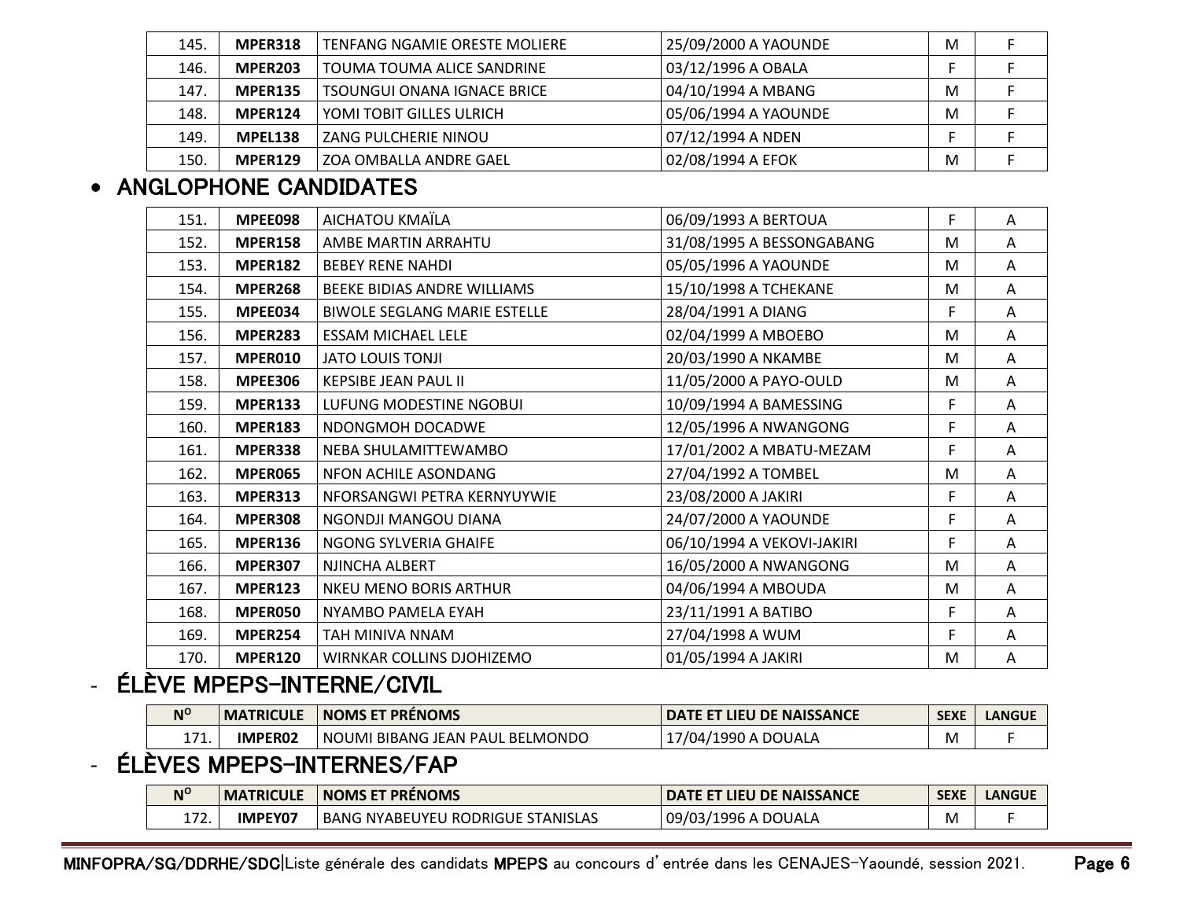| | | | | | |
|---|---|---|---|---|---|
| 145. | **MPER318** | TENFANG NGAMIE ORESTE MOLIERE | 25/09/2000 A YAOUNDE | M | F |
| 146. | **MPER203** | TOUMA TOUMA ALICE SANDRINE | 03/12/1996 A OBALA | F | F |
| 147. | **MPER135** | TSOUNGUI ONANA IGNACE BRICE | 04/10/1994 A MBANG | M | F |
| 148. | **MPER124** | YOMI TOBIT GILLES ULRICH | 05/06/1994 A YAOUNDE | M | F |
| 149. | **MPEL138** | ZANG PULCHERIE NINOU | 07/12/1994 A NDEN | F | F |
| 150. | **MPER129** | ZOA OMBALLA ANDRE GAEL | 02/08/1994 A EFOK | M | F |

- **ANGLOPHONE CANDIDATES**

| | | | | | |
|---|---|---|---|---|---|
| 151. | **MPEE098** | AICHATOU KMAÏLA | 06/09/1993 A BERTOUA | F | A |
| 152. | **MPER158** | AMBE MARTIN ARRAHTU | 31/08/1995 A BESSONGABANG | M | A |
| 153. | **MPER182** | BEBEY RENE NAHDI | 05/05/1996 A YAOUNDE | M | A |
| 154. | **MPER268** | BEEKE BIDIAS ANDRE WILLIAMS | 15/10/1998 A TCHEKANE | M | A |
| 155. | **MPEE034** | BIWOLE SEGLANG MARIE ESTELLE | 28/04/1991 A DIANG | F | A |
| 156. | **MPER283** | ESSAM MICHAEL LELE | 02/04/1999 A MBOEBO | M | A |
| 157. | **MPER010** | JATO LOUIS TONJI | 20/03/1990 A NKAMBE | M | A |
| 158. | **MPEE306** | KEPSIBE JEAN PAUL II | 11/05/2000 A PAYO-OULD | M | A |
| 159. | **MPER133** | LUFUNG MODESTINE NGOBUI | 10/09/1994 A BAMESSING | F | A |
| 160. | **MPER183** | NDONGMOH DOCADWE | 12/05/1996 A NWANGONG | F | A |
| 161. | **MPER338** | NEBA SHULAMITTEWAMBO | 17/01/2002 A MBATU-MEZAM | F | A |
| 162. | **MPER065** | NFON ACHILE ASONDANG | 27/04/1992 A TOMBEL | M | A |
| 163. | **MPER313** | NFORSANGWI PETRA KERNYUYWIE | 23/08/2000 A JAKIRI | F | A |
| 164. | **MPER308** | NGONDJI MANGOU DIANA | 24/07/2000 A YAOUNDE | F | A |
| 165. | **MPER136** | NGONG SYLVERIA GHAIFE | 06/10/1994 A VEKOVI-JAKIRI | F | A |
| 166. | **MPER307** | NJINCHA ALBERT | 16/05/2000 A NWANGONG | M | A |
| 167. | **MPER123** | NKEU MENO BORIS ARTHUR | 04/06/1994 A MBOUDA | M | A |
| 168. | **MPER050** | NYAMBO PAMELA EYAH | 23/11/1991 A BATIBO | F | A |
| 169. | **MPER254** | TAH MINIVA NNAM | 27/04/1998 A WUM | F | A |
| 170. | **MPER120** | WIRNKAR COLLINS DJOHIZEMO | 01/05/1994 A JAKIRI | M | A |

## - ÉLÈVE MPEPS-INTERNE/CIVIL

| N° | MATRICULE | NOMS ET PRÉNOMS | DATE ET LIEU DE NAISSANCE | SEXE | LANGUE |
|---|---|---|---|---|---|
| 171. | **IMPER02** | NOUMI BIBANG JEAN PAUL BELMONDO | 17/04/1990 A DOUALA | M | F |

## - ÉLÈVES MPEPS-INTERNES/FAP

| N° | MATRICULE | NOMS ET PRÉNOMS | DATE ET LIEU DE NAISSANCE | SEXE | LANGUE |
|---|---|---|---|---|---|
| 172. | **IMPEY07** | BANG NYABEUYEU RODRIGUE STANISLAS | 09/03/1996 A DOUALA | M | F |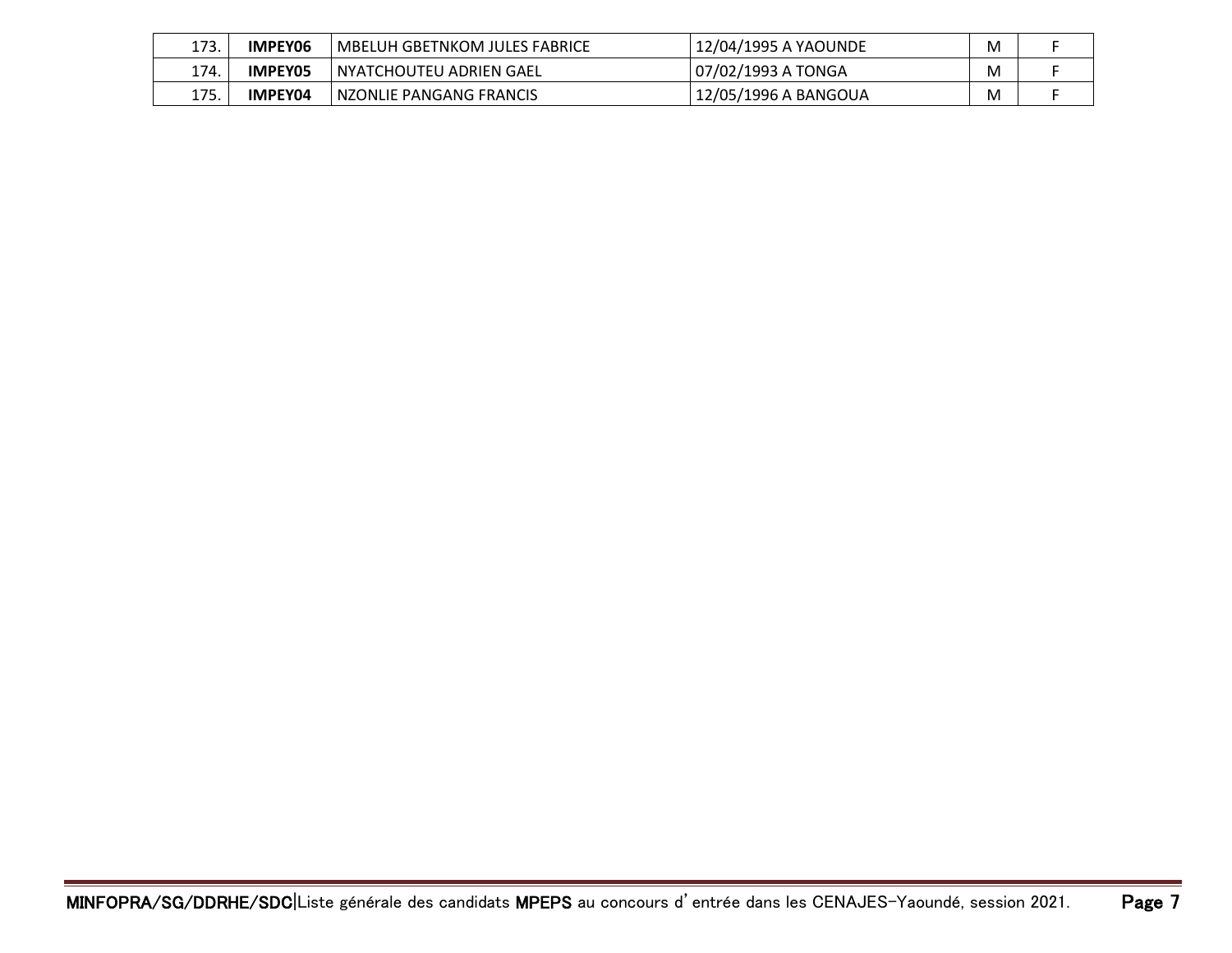| | | | | | |
|---|---|---|---|---|---|
| 173. | **IMPEY06** | MBELUH GBETNKOM JULES FABRICE | 12/04/1995 A YAOUNDE | M | F |
| 174. | **IMPEY05** | NYATCHOUTEU ADRIEN GAEL | 07/02/1993 A TONGA | M | F |
| 175. | **IMPEY04** | NZONLIE PANGANG FRANCIS | 12/05/1996 A BANGOUA | M | F |